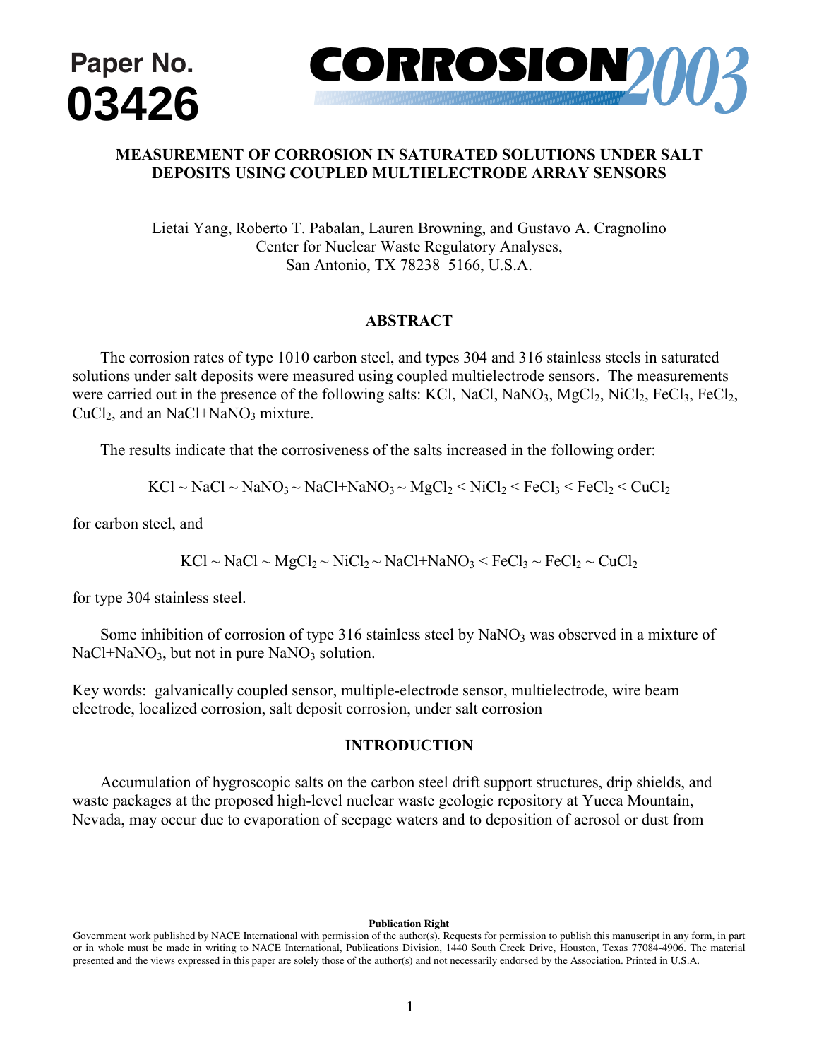Paper No. 03426

CORROSION 2003

# MEASUREMENT OF CORROSION IN SATURATED SOLUTIONS UNDER SALT DEPOSITS USING COUPLED MULTIELECTRODE ARRAY SENSORS

Lietai Yang, Roberto T. Pabalan, Lauren Browning, and Gustavo A. Cragnolino
Center for Nuclear Waste Regulatory Analyses,
San Antonio, TX 78238–5166, U.S.A.

## ABSTRACT

The corrosion rates of type 1010 carbon steel, and types 304 and 316 stainless steels in saturated solutions under salt deposits were measured using coupled multielectrode sensors. The measurements were carried out in the presence of the following salts: KCl, NaCl, $NaNO_3$, $MgCl_2$, $NiCl_2$, $FeCl_3$, $FeCl_2$, $CuCl_2$, and an NaCl+$NaNO_3$ mixture.

The results indicate that the corrosiveness of the salts increased in the following order:

$$KCl \sim NaCl \sim NaNO_3 \sim NaCl{+}NaNO_3 \sim MgCl_2 < NiCl_2 < FeCl_3 < FeCl_2 < CuCl_2$$

for carbon steel, and

$$KCl \sim NaCl \sim MgCl_2 \sim NiCl_2 \sim NaCl{+}NaNO_3 < FeCl_3 \sim FeCl_2 \sim CuCl_2$$

for type 304 stainless steel.

Some inhibition of corrosion of type 316 stainless steel by $NaNO_3$ was observed in a mixture of NaCl+$NaNO_3$, but not in pure $NaNO_3$ solution.

Key words: galvanically coupled sensor, multiple-electrode sensor, multielectrode, wire beam electrode, localized corrosion, salt deposit corrosion, under salt corrosion

## INTRODUCTION

Accumulation of hygroscopic salts on the carbon steel drift support structures, drip shields, and waste packages at the proposed high-level nuclear waste geologic repository at Yucca Mountain, Nevada, may occur due to evaporation of seepage waters and to deposition of aerosol or dust from

**Publication Right**

Government work published by NACE International with permission of the author(s). Requests for permission to publish this manuscript in any form, in part or in whole must be made in writing to NACE International, Publications Division, 1440 South Creek Drive, Houston, Texas 77084-4906. The material presented and the views expressed in this paper are solely those of the author(s) and not necessarily endorsed by the Association. Printed in U.S.A.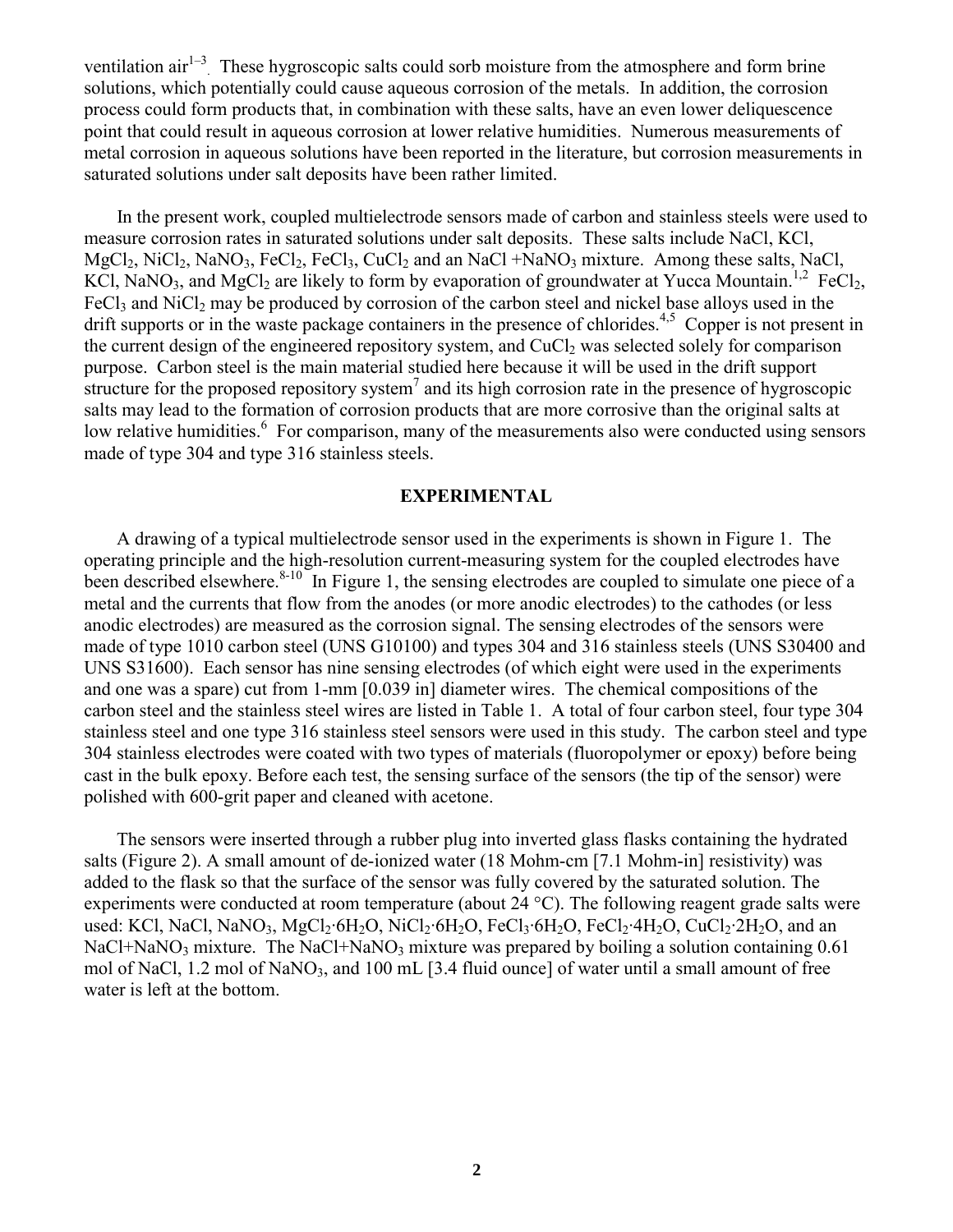ventilation air[1–3]. These hygroscopic salts could sorb moisture from the atmosphere and form brine solutions, which potentially could cause aqueous corrosion of the metals. In addition, the corrosion process could form products that, in combination with these salts, have an even lower deliquescence point that could result in aqueous corrosion at lower relative humidities. Numerous measurements of metal corrosion in aqueous solutions have been reported in the literature, but corrosion measurements in saturated solutions under salt deposits have been rather limited.

In the present work, coupled multielectrode sensors made of carbon and stainless steels were used to measure corrosion rates in saturated solutions under salt deposits. These salts include NaCl, KCl, $MgCl_2$, $NiCl_2$, $NaNO_3$, $FeCl_2$, $FeCl_3$, $CuCl_2$ and an NaCl +$NaNO_3$ mixture. Among these salts, NaCl, KCl, $NaNO_3$, and $MgCl_2$ are likely to form by evaporation of groundwater at Yucca Mountain.[1,2] $FeCl_2$, $FeCl_3$ and $NiCl_2$ may be produced by corrosion of the carbon steel and nickel base alloys used in the drift supports or in the waste package containers in the presence of chlorides.[4,5] Copper is not present in the current design of the engineered repository system, and $CuCl_2$ was selected solely for comparison purpose. Carbon steel is the main material studied here because it will be used in the drift support structure for the proposed repository system[7] and its high corrosion rate in the presence of hygroscopic salts may lead to the formation of corrosion products that are more corrosive than the original salts at low relative humidities.[6] For comparison, many of the measurements also were conducted using sensors made of type 304 and type 316 stainless steels.

## EXPERIMENTAL

A drawing of a typical multielectrode sensor used in the experiments is shown in Figure 1. The operating principle and the high-resolution current-measuring system for the coupled electrodes have been described elsewhere.[8-10] In Figure 1, the sensing electrodes are coupled to simulate one piece of a metal and the currents that flow from the anodes (or more anodic electrodes) to the cathodes (or less anodic electrodes) are measured as the corrosion signal. The sensing electrodes of the sensors were made of type 1010 carbon steel (UNS G10100) and types 304 and 316 stainless steels (UNS S30400 and UNS S31600). Each sensor has nine sensing electrodes (of which eight were used in the experiments and one was a spare) cut from 1-mm [0.039 in] diameter wires. The chemical compositions of the carbon steel and the stainless steel wires are listed in Table 1. A total of four carbon steel, four type 304 stainless steel and one type 316 stainless steel sensors were used in this study. The carbon steel and type 304 stainless electrodes were coated with two types of materials (fluoropolymer or epoxy) before being cast in the bulk epoxy. Before each test, the sensing surface of the sensors (the tip of the sensor) were polished with 600-grit paper and cleaned with acetone.

The sensors were inserted through a rubber plug into inverted glass flasks containing the hydrated salts (Figure 2). A small amount of de-ionized water (18 Mohm-cm [7.1 Mohm-in] resistivity) was added to the flask so that the surface of the sensor was fully covered by the saturated solution. The experiments were conducted at room temperature (about 24 °C). The following reagent grade salts were used: KCl, NaCl, $NaNO_3$, $MgCl_2{\cdot}6H_2O$, $NiCl_2{\cdot}6H_2O$, $FeCl_3{\cdot}6H_2O$, $FeCl_2{\cdot}4H_2O$, $CuCl_2{\cdot}2H_2O$, and an NaCl+$NaNO_3$ mixture. The NaCl+$NaNO_3$ mixture was prepared by boiling a solution containing 0.61 mol of NaCl, 1.2 mol of $NaNO_3$, and 100 mL [3.4 fluid ounce] of water until a small amount of free water is left at the bottom.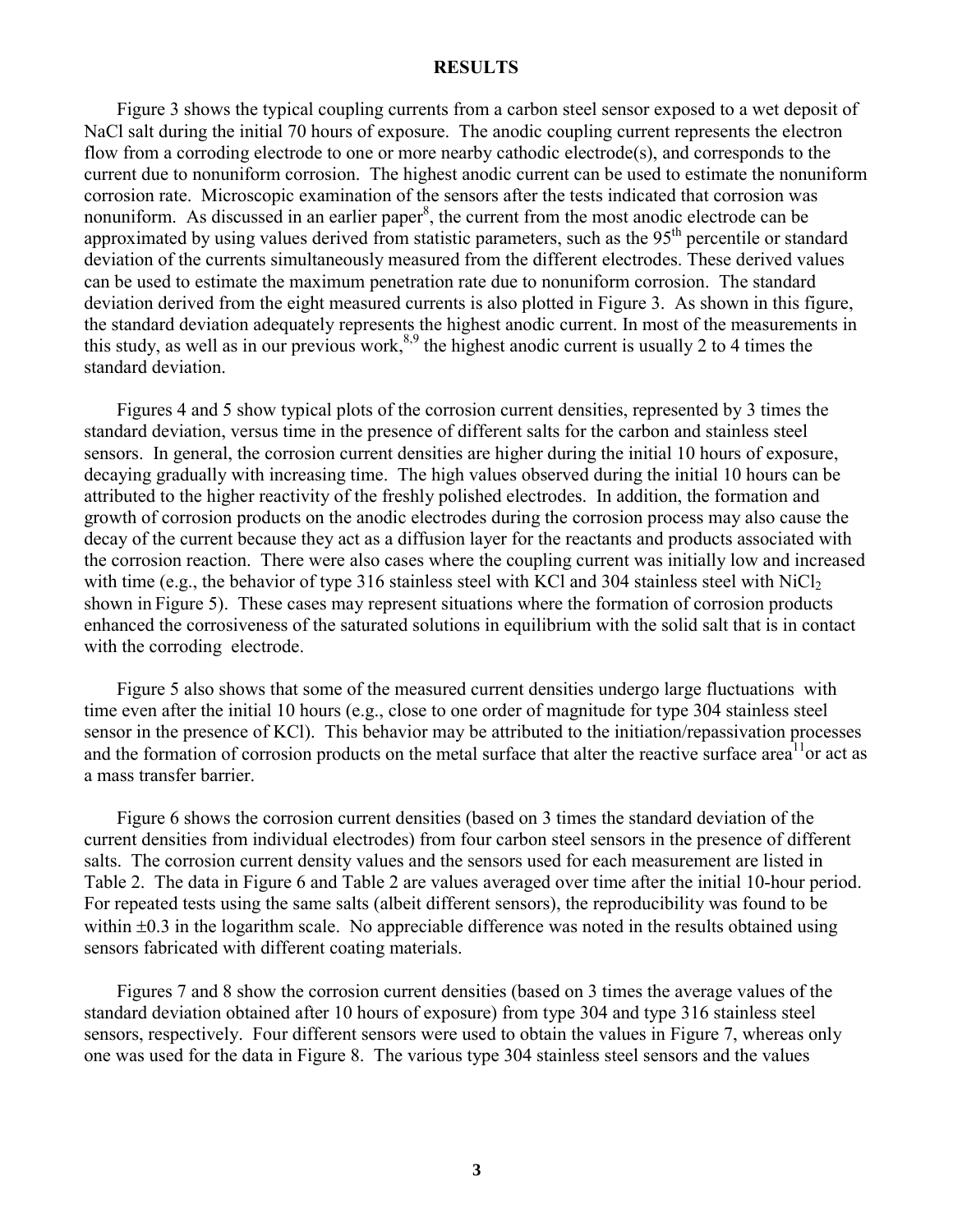## RESULTS

Figure 3 shows the typical coupling currents from a carbon steel sensor exposed to a wet deposit of NaCl salt during the initial 70 hours of exposure. The anodic coupling current represents the electron flow from a corroding electrode to one or more nearby cathodic electrode(s), and corresponds to the current due to nonuniform corrosion. The highest anodic current can be used to estimate the nonuniform corrosion rate. Microscopic examination of the sensors after the tests indicated that corrosion was nonuniform. As discussed in an earlier paper[8], the current from the most anodic electrode can be approximated by using values derived from statistic parameters, such as the 95$^{th}$ percentile or standard deviation of the currents simultaneously measured from the different electrodes. These derived values can be used to estimate the maximum penetration rate due to nonuniform corrosion. The standard deviation derived from the eight measured currents is also plotted in Figure 3. As shown in this figure, the standard deviation adequately represents the highest anodic current. In most of the measurements in this study, as well as in our previous work,[8,9] the highest anodic current is usually 2 to 4 times the standard deviation.

Figures 4 and 5 show typical plots of the corrosion current densities, represented by 3 times the standard deviation, versus time in the presence of different salts for the carbon and stainless steel sensors. In general, the corrosion current densities are higher during the initial 10 hours of exposure, decaying gradually with increasing time. The high values observed during the initial 10 hours can be attributed to the higher reactivity of the freshly polished electrodes. In addition, the formation and growth of corrosion products on the anodic electrodes during the corrosion process may also cause the decay of the current because they act as a diffusion layer for the reactants and products associated with the corrosion reaction. There were also cases where the coupling current was initially low and increased with time (e.g., the behavior of type 316 stainless steel with KCl and 304 stainless steel with $NiCl_2$ shown in Figure 5). These cases may represent situations where the formation of corrosion products enhanced the corrosiveness of the saturated solutions in equilibrium with the solid salt that is in contact with the corroding electrode.

Figure 5 also shows that some of the measured current densities undergo large fluctuations with time even after the initial 10 hours (e.g., close to one order of magnitude for type 304 stainless steel sensor in the presence of KCl). This behavior may be attributed to the initiation/repassivation processes and the formation of corrosion products on the metal surface that alter the reactive surface area[11] or act as a mass transfer barrier.

Figure 6 shows the corrosion current densities (based on 3 times the standard deviation of the current densities from individual electrodes) from four carbon steel sensors in the presence of different salts. The corrosion current density values and the sensors used for each measurement are listed in Table 2. The data in Figure 6 and Table 2 are values averaged over time after the initial 10-hour period. For repeated tests using the same salts (albeit different sensors), the reproducibility was found to be within ±0.3 in the logarithm scale. No appreciable difference was noted in the results obtained using sensors fabricated with different coating materials.

Figures 7 and 8 show the corrosion current densities (based on 3 times the average values of the standard deviation obtained after 10 hours of exposure) from type 304 and type 316 stainless steel sensors, respectively. Four different sensors were used to obtain the values in Figure 7, whereas only one was used for the data in Figure 8. The various type 304 stainless steel sensors and the values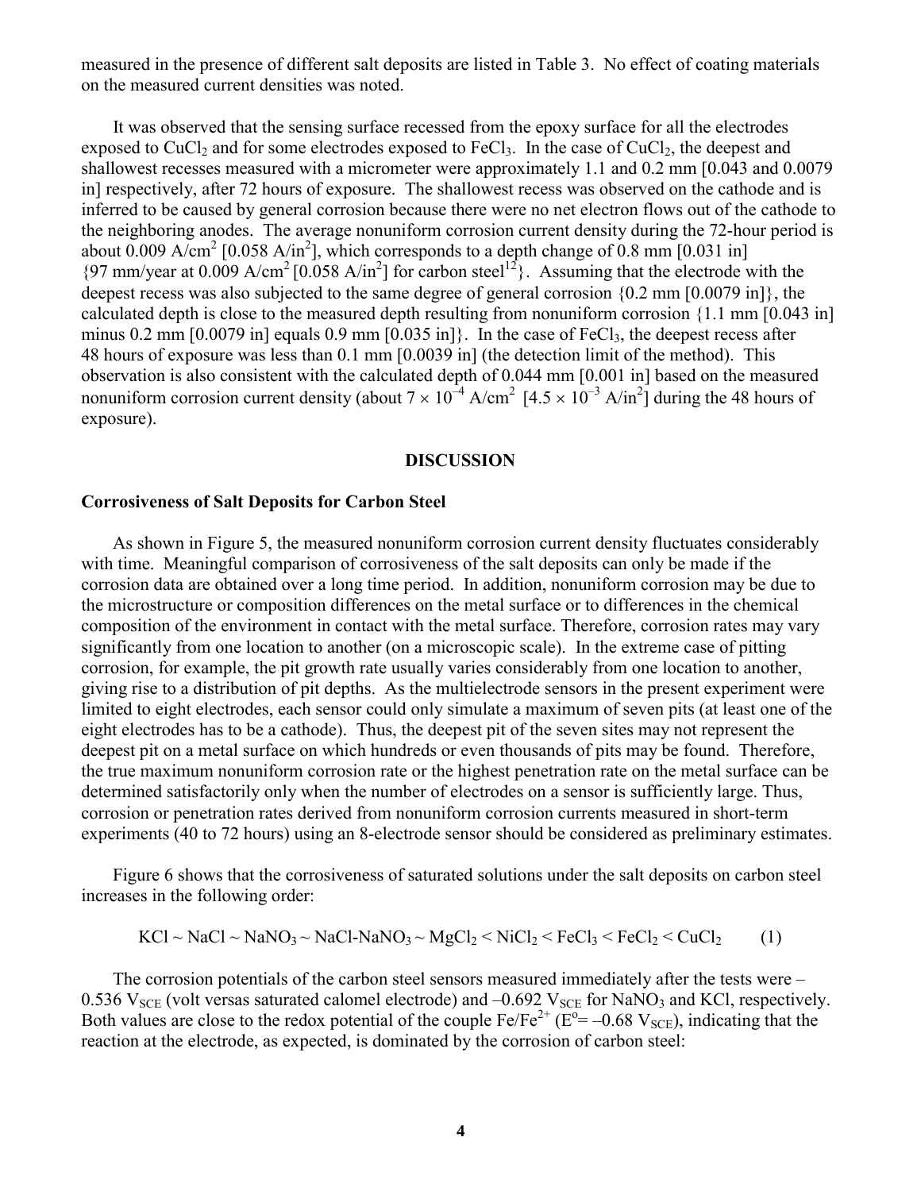measured in the presence of different salt deposits are listed in Table 3. No effect of coating materials on the measured current densities was noted.

It was observed that the sensing surface recessed from the epoxy surface for all the electrodes exposed to $CuCl_2$ and for some electrodes exposed to $FeCl_3$. In the case of $CuCl_2$, the deepest and shallowest recesses measured with a micrometer were approximately 1.1 and 0.2 mm [0.043 and 0.0079 in] respectively, after 72 hours of exposure. The shallowest recess was observed on the cathode and is inferred to be caused by general corrosion because there were no net electron flows out of the cathode to the neighboring anodes. The average nonuniform corrosion current density during the 72-hour period is about 0.009 $A/cm^2$ [0.058 $A/in^2$], which corresponds to a depth change of 0.8 mm [0.031 in] {97 mm/year at 0.009 $A/cm^2$ [0.058 $A/in^2$] for carbon steel[12]}. Assuming that the electrode with the deepest recess was also subjected to the same degree of general corrosion {0.2 mm [0.0079 in]}, the calculated depth is close to the measured depth resulting from nonuniform corrosion {1.1 mm [0.043 in] minus 0.2 mm [0.0079 in] equals 0.9 mm [0.035 in]}. In the case of $FeCl_3$, the deepest recess after 48 hours of exposure was less than 0.1 mm [0.0039 in] (the detection limit of the method). This observation is also consistent with the calculated depth of 0.044 mm [0.001 in] based on the measured nonuniform corrosion current density (about $7 \times 10^{-4}$ $A/cm^2$ [$4.5 \times 10^{-3}$ $A/in^2$] during the 48 hours of exposure).

## DISCUSSION

### Corrosiveness of Salt Deposits for Carbon Steel

As shown in Figure 5, the measured nonuniform corrosion current density fluctuates considerably with time. Meaningful comparison of corrosiveness of the salt deposits can only be made if the corrosion data are obtained over a long time period. In addition, nonuniform corrosion may be due to the microstructure or composition differences on the metal surface or to differences in the chemical composition of the environment in contact with the metal surface. Therefore, corrosion rates may vary significantly from one location to another (on a microscopic scale). In the extreme case of pitting corrosion, for example, the pit growth rate usually varies considerably from one location to another, giving rise to a distribution of pit depths. As the multielectrode sensors in the present experiment were limited to eight electrodes, each sensor could only simulate a maximum of seven pits (at least one of the eight electrodes has to be a cathode). Thus, the deepest pit of the seven sites may not represent the deepest pit on a metal surface on which hundreds or even thousands of pits may be found. Therefore, the true maximum nonuniform corrosion rate or the highest penetration rate on the metal surface can be determined satisfactorily only when the number of electrodes on a sensor is sufficiently large. Thus, corrosion or penetration rates derived from nonuniform corrosion currents measured in short-term experiments (40 to 72 hours) using an 8-electrode sensor should be considered as preliminary estimates.

Figure 6 shows that the corrosiveness of saturated solutions under the salt deposits on carbon steel increases in the following order:

$$KCl \sim NaCl \sim NaNO_3 \sim NaCl\text{-}NaNO_3 \sim MgCl_2 < NiCl_2 < FeCl_3 < FeCl_2 < CuCl_2 \qquad (1)$$

The corrosion potentials of the carbon steel sensors measured immediately after the tests were –0.536 $V_{SCE}$ (volt versas saturated calomel electrode) and –0.692 $V_{SCE}$ for $NaNO_3$ and KCl, respectively. Both values are close to the redox potential of the couple $Fe/Fe^{2+}$ ($E^o$= –0.68 $V_{SCE}$), indicating that the reaction at the electrode, as expected, is dominated by the corrosion of carbon steel: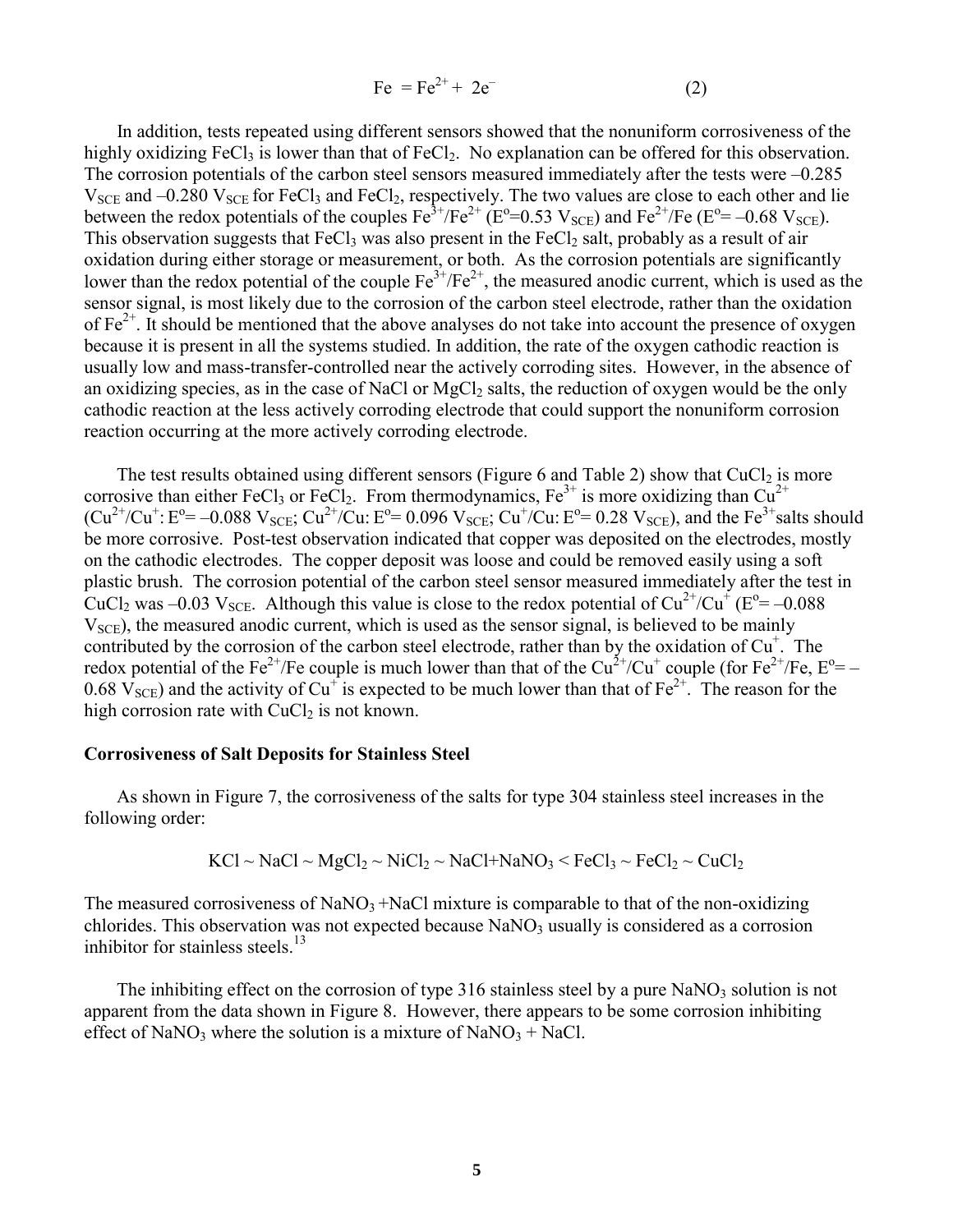$$Fe = Fe^{2+} + 2e^- \qquad (2)$$

In addition, tests repeated using different sensors showed that the nonuniform corrosiveness of the highly oxidizing $FeCl_3$ is lower than that of $FeCl_2$. No explanation can be offered for this observation. The corrosion potentials of the carbon steel sensors measured immediately after the tests were –0.285 $V_{SCE}$ and –0.280 $V_{SCE}$ for $FeCl_3$ and $FeCl_2$, respectively. The two values are close to each other and lie between the redox potentials of the couples $Fe^{3+}/Fe^{2+}$ ($E^o$=0.53 $V_{SCE}$) and $Fe^{2+}/Fe$ ($E^o$= –0.68 $V_{SCE}$). This observation suggests that $FeCl_3$ was also present in the $FeCl_2$ salt, probably as a result of air oxidation during either storage or measurement, or both. As the corrosion potentials are significantly lower than the redox potential of the couple $Fe^{3+}/Fe^{2+}$, the measured anodic current, which is used as the sensor signal, is most likely due to the corrosion of the carbon steel electrode, rather than the oxidation of $Fe^{2+}$. It should be mentioned that the above analyses do not take into account the presence of oxygen because it is present in all the systems studied. In addition, the rate of the oxygen cathodic reaction is usually low and mass-transfer-controlled near the actively corroding sites. However, in the absence of an oxidizing species, as in the case of NaCl or $MgCl_2$ salts, the reduction of oxygen would be the only cathodic reaction at the less actively corroding electrode that could support the nonuniform corrosion reaction occurring at the more actively corroding electrode.

The test results obtained using different sensors (Figure 6 and Table 2) show that $CuCl_2$ is more corrosive than either $FeCl_3$ or $FeCl_2$. From thermodynamics, $Fe^{3+}$ is more oxidizing than $Cu^{2+}$ ($Cu^{2+}/Cu^+$: $E^o$= –0.088 $V_{SCE}$; $Cu^{2+}/Cu$: $E^o$= 0.096 $V_{SCE}$; $Cu^+/Cu$: $E^o$= 0.28 $V_{SCE}$), and the $Fe^{3+}$salts should be more corrosive. Post-test observation indicated that copper was deposited on the electrodes, mostly on the cathodic electrodes. The copper deposit was loose and could be removed easily using a soft plastic brush. The corrosion potential of the carbon steel sensor measured immediately after the test in $CuCl_2$ was –0.03 $V_{SCE}$. Although this value is close to the redox potential of $Cu^{2+}/Cu^+$ ($E^o$= –0.088 $V_{SCE}$), the measured anodic current, which is used as the sensor signal, is believed to be mainly contributed by the corrosion of the carbon steel electrode, rather than by the oxidation of $Cu^+$. The redox potential of the $Fe^{2+}/Fe$ couple is much lower than that of the $Cu^{2+}/Cu^+$ couple (for $Fe^{2+}/Fe$, $E^o$= –0.68 $V_{SCE}$) and the activity of $Cu^+$ is expected to be much lower than that of $Fe^{2+}$. The reason for the high corrosion rate with $CuCl_2$ is not known.

**Corrosiveness of Salt Deposits for Stainless Steel**

As shown in Figure 7, the corrosiveness of the salts for type 304 stainless steel increases in the following order:

$$KCl \sim NaCl \sim MgCl_2 \sim NiCl_2 \sim NaCl{+}NaNO_3 < FeCl_3 \sim FeCl_2 \sim CuCl_2$$

The measured corrosiveness of $NaNO_3$ +NaCl mixture is comparable to that of the non-oxidizing chlorides. This observation was not expected because $NaNO_3$ usually is considered as a corrosion inhibitor for stainless steels.[13]

The inhibiting effect on the corrosion of type 316 stainless steel by a pure $NaNO_3$ solution is not apparent from the data shown in Figure 8. However, there appears to be some corrosion inhibiting effect of $NaNO_3$ where the solution is a mixture of $NaNO_3$ + NaCl.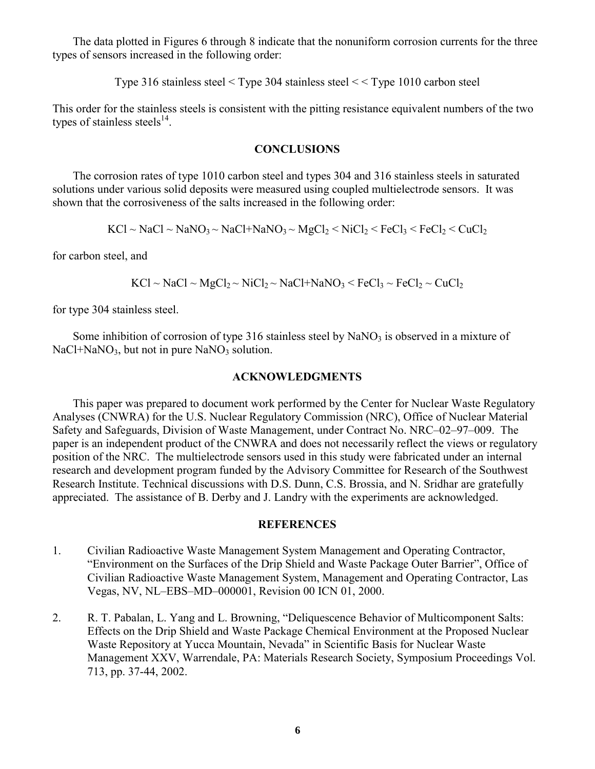The data plotted in Figures 6 through 8 indicate that the nonuniform corrosion currents for the three types of sensors increased in the following order:

Type 316 stainless steel < Type 304 stainless steel < < Type 1010 carbon steel

This order for the stainless steels is consistent with the pitting resistance equivalent numbers of the two types of stainless steels[14].

## CONCLUSIONS

The corrosion rates of type 1010 carbon steel and types 304 and 316 stainless steels in saturated solutions under various solid deposits were measured using coupled multielectrode sensors. It was shown that the corrosiveness of the salts increased in the following order:

$$KCl \sim NaCl \sim NaNO_3 \sim NaCl{+}NaNO_3 \sim MgCl_2 < NiCl_2 < FeCl_3 < FeCl_2 < CuCl_2$$

for carbon steel, and

$$KCl \sim NaCl \sim MgCl_2 \sim NiCl_2 \sim NaCl{+}NaNO_3 < FeCl_3 \sim FeCl_2 \sim CuCl_2$$

for type 304 stainless steel.

Some inhibition of corrosion of type 316 stainless steel by $NaNO_3$ is observed in a mixture of $NaCl+NaNO_3$, but not in pure $NaNO_3$ solution.

## ACKNOWLEDGMENTS

This paper was prepared to document work performed by the Center for Nuclear Waste Regulatory Analyses (CNWRA) for the U.S. Nuclear Regulatory Commission (NRC), Office of Nuclear Material Safety and Safeguards, Division of Waste Management, under Contract No. NRC–02–97–009. The paper is an independent product of the CNWRA and does not necessarily reflect the views or regulatory position of the NRC. The multielectrode sensors used in this study were fabricated under an internal research and development program funded by the Advisory Committee for Research of the Southwest Research Institute. Technical discussions with D.S. Dunn, C.S. Brossia, and N. Sridhar are gratefully appreciated. The assistance of B. Derby and J. Landry with the experiments are acknowledged.

## REFERENCES

1. Civilian Radioactive Waste Management System Management and Operating Contractor, "Environment on the Surfaces of the Drip Shield and Waste Package Outer Barrier", Office of Civilian Radioactive Waste Management System, Management and Operating Contractor, Las Vegas, NV, NL–EBS–MD–000001, Revision 00 ICN 01, 2000.

2. R. T. Pabalan, L. Yang and L. Browning, "Deliquescence Behavior of Multicomponent Salts: Effects on the Drip Shield and Waste Package Chemical Environment at the Proposed Nuclear Waste Repository at Yucca Mountain, Nevada" in Scientific Basis for Nuclear Waste Management XXV, Warrendale, PA: Materials Research Society, Symposium Proceedings Vol. 713, pp. 37-44, 2002.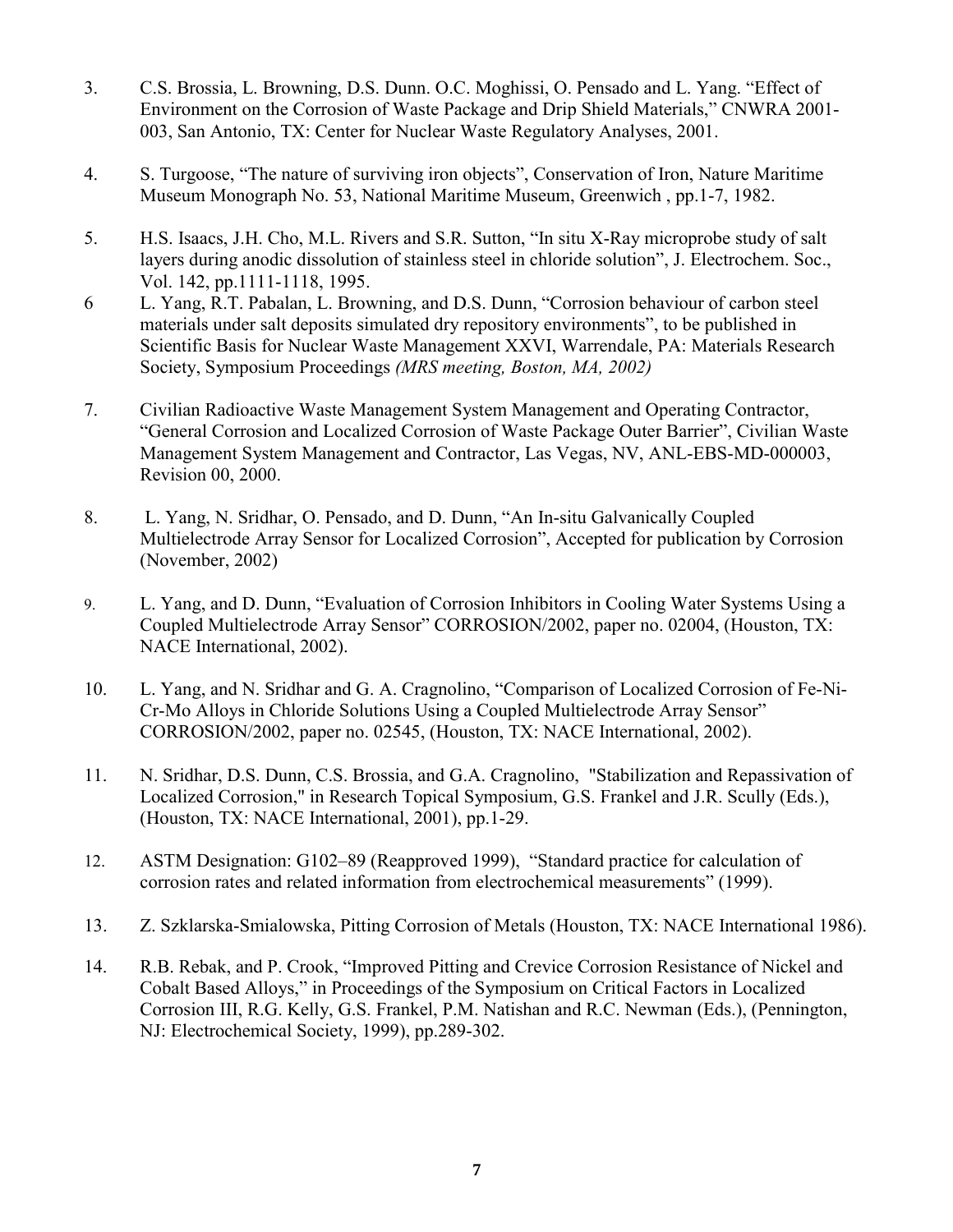3. C.S. Brossia, L. Browning, D.S. Dunn. O.C. Moghissi, O. Pensado and L. Yang. "Effect of Environment on the Corrosion of Waste Package and Drip Shield Materials," CNWRA 2001-003, San Antonio, TX: Center for Nuclear Waste Regulatory Analyses, 2001.

4. S. Turgoose, "The nature of surviving iron objects", Conservation of Iron, Nature Maritime Museum Monograph No. 53, National Maritime Museum, Greenwich , pp.1-7, 1982.

5. H.S. Isaacs, J.H. Cho, M.L. Rivers and S.R. Sutton, "In situ X-Ray microprobe study of salt layers during anodic dissolution of stainless steel in chloride solution", J. Electrochem. Soc., Vol. 142, pp.1111-1118, 1995.

6 L. Yang, R.T. Pabalan, L. Browning, and D.S. Dunn, "Corrosion behaviour of carbon steel materials under salt deposits simulated dry repository environments", to be published in Scientific Basis for Nuclear Waste Management XXVI, Warrendale, PA: Materials Research Society, Symposium Proceedings *(MRS meeting, Boston, MA, 2002)*

7. Civilian Radioactive Waste Management System Management and Operating Contractor, "General Corrosion and Localized Corrosion of Waste Package Outer Barrier", Civilian Waste Management System Management and Contractor, Las Vegas, NV, ANL-EBS-MD-000003, Revision 00, 2000.

8. L. Yang, N. Sridhar, O. Pensado, and D. Dunn, "An In-situ Galvanically Coupled Multielectrode Array Sensor for Localized Corrosion", Accepted for publication by Corrosion (November, 2002)

9. L. Yang, and D. Dunn, "Evaluation of Corrosion Inhibitors in Cooling Water Systems Using a Coupled Multielectrode Array Sensor" CORROSION/2002, paper no. 02004, (Houston, TX: NACE International, 2002).

10. L. Yang, and N. Sridhar and G. A. Cragnolino, "Comparison of Localized Corrosion of Fe-Ni-Cr-Mo Alloys in Chloride Solutions Using a Coupled Multielectrode Array Sensor" CORROSION/2002, paper no. 02545, (Houston, TX: NACE International, 2002).

11. N. Sridhar, D.S. Dunn, C.S. Brossia, and G.A. Cragnolino, "Stabilization and Repassivation of Localized Corrosion," in Research Topical Symposium, G.S. Frankel and J.R. Scully (Eds.), (Houston, TX: NACE International, 2001), pp.1-29.

12. ASTM Designation: G102–89 (Reapproved 1999), "Standard practice for calculation of corrosion rates and related information from electrochemical measurements" (1999).

13. Z. Szklarska-Smialowska, Pitting Corrosion of Metals (Houston, TX: NACE International 1986).

14. R.B. Rebak, and P. Crook, "Improved Pitting and Crevice Corrosion Resistance of Nickel and Cobalt Based Alloys," in Proceedings of the Symposium on Critical Factors in Localized Corrosion III, R.G. Kelly, G.S. Frankel, P.M. Natishan and R.C. Newman (Eds.), (Pennington, NJ: Electrochemical Society, 1999), pp.289-302.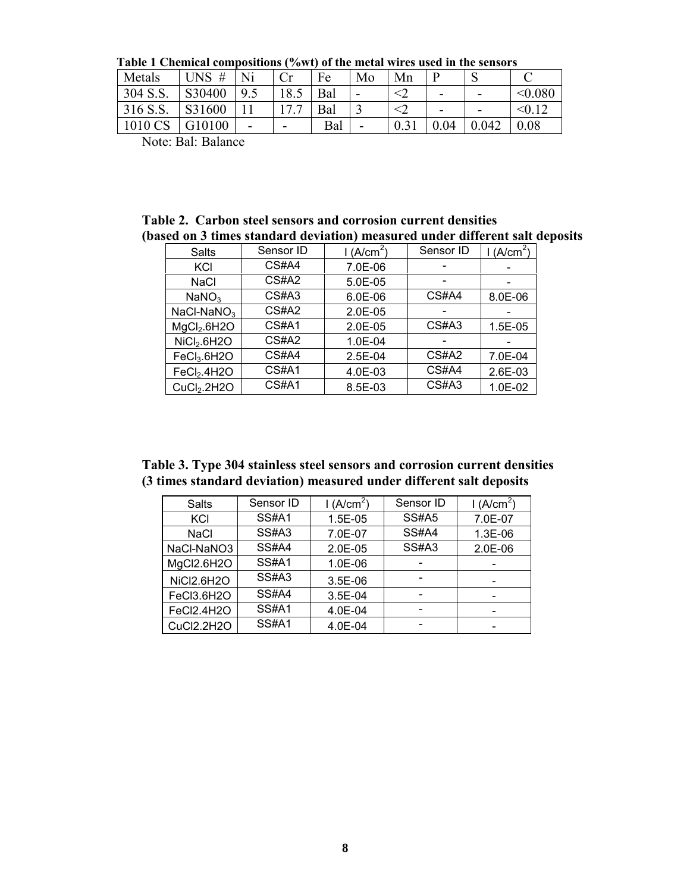**Table 1 Chemical compositions (%wt) of the metal wires used in the sensors**

| Metals | UNS # | Ni | Cr | Fe | Mo | Mn | P | S | C |
|---|---|---|---|---|---|---|---|---|---|
| 304 S.S. | S30400 | 9.5 | 18.5 | Bal | - | <2 | - | - | <0.080 |
| 316 S.S. | S31600 | 11 | 17.7 | Bal | 3 | <2 | - | - | <0.12 |
| 1010 CS | G10100 | - | - | Bal | - | 0.31 | 0.04 | 0.042 | 0.08 |

Note: Bal: Balance

**Table 2. Carbon steel sensors and corrosion current densities (based on 3 times standard deviation) measured under different salt deposits**

| Salts | Sensor ID | I ($A/cm^2$) | Sensor ID | I ($A/cm^2$) |
|---|---|---|---|---|
| KCl | CS#A4 | 7.0E-06 | - | - |
| NaCl | CS#A2 | 5.0E-05 | - | - |
| $NaNO_3$ | CS#A3 | 6.0E-06 | CS#A4 | 8.0E-06 |
| NaCl-$NaNO_3$ | CS#A2 | 2.0E-05 | - | - |
| $MgCl_2$.6H2O | CS#A1 | 2.0E-05 | CS#A3 | 1.5E-05 |
| $NiCl_2$.6H2O | CS#A2 | 1.0E-04 | - | - |
| $FeCl_3$.6H2O | CS#A4 | 2.5E-04 | CS#A2 | 7.0E-04 |
| $FeCl_2$.4H2O | CS#A1 | 4.0E-03 | CS#A4 | 2.6E-03 |
| $CuCl_2$.2H2O | CS#A1 | 8.5E-03 | CS#A3 | 1.0E-02 |

**Table 3. Type 304 stainless steel sensors and corrosion current densities (3 times standard deviation) measured under different salt deposits**

| Salts | Sensor ID | I ($A/cm^2$) | Sensor ID | I ($A/cm^2$) |
|---|---|---|---|---|
| KCl | SS#A1 | 1.5E-05 | SS#A5 | 7.0E-07 |
| NaCl | SS#A3 | 7.0E-07 | SS#A4 | 1.3E-06 |
| NaCl-NaNO3 | SS#A4 | 2.0E-05 | SS#A3 | 2.0E-06 |
| MgCl2.6H2O | SS#A1 | 1.0E-06 | - | - |
| NiCl2.6H2O | SS#A3 | 3.5E-06 | - | - |
| FeCl3.6H2O | SS#A4 | 3.5E-04 | - | - |
| FeCl2.4H2O | SS#A1 | 4.0E-04 | - | - |
| CuCl2.2H2O | SS#A1 | 4.0E-04 | - | - |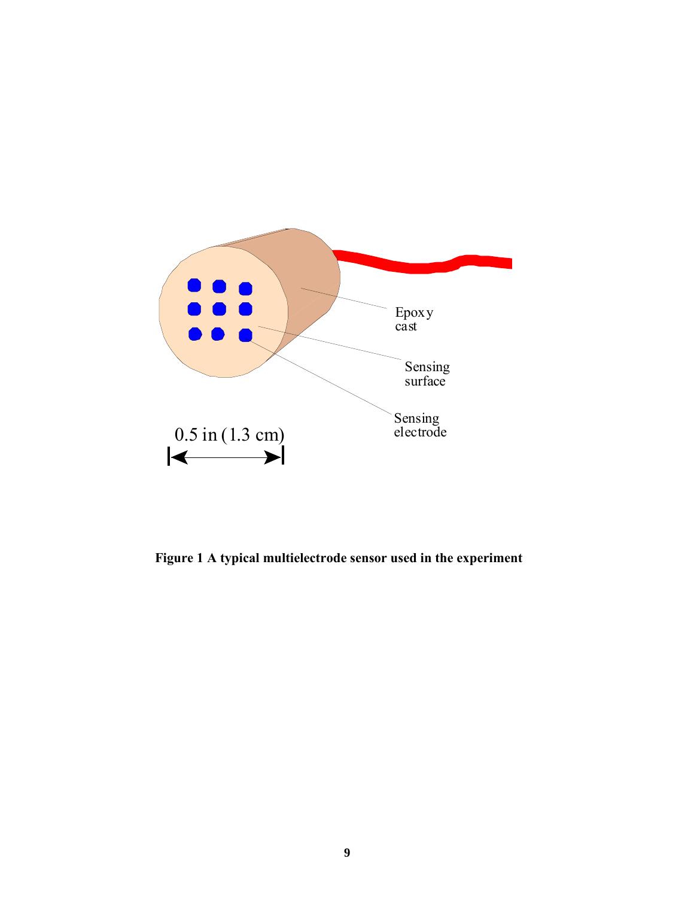Epoxy cast

Sensing surface

Sensing electrode

0.5 in (1.3 cm)

**Figure 1 A typical multielectrode sensor used in the experiment**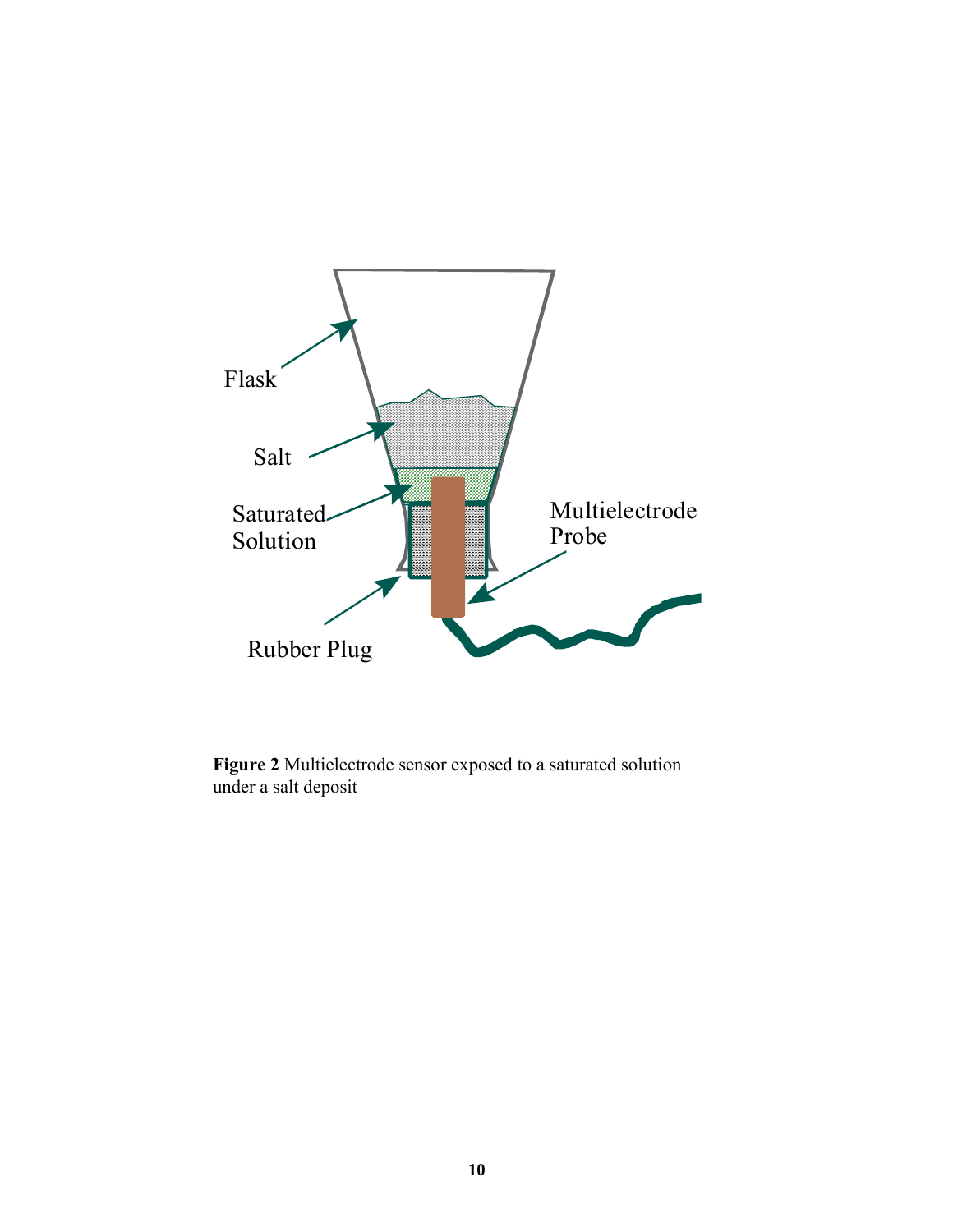Flask

Salt

Saturated Solution

Multielectrode Probe

Rubber Plug

**Figure 2** Multielectrode sensor exposed to a saturated solution under a salt deposit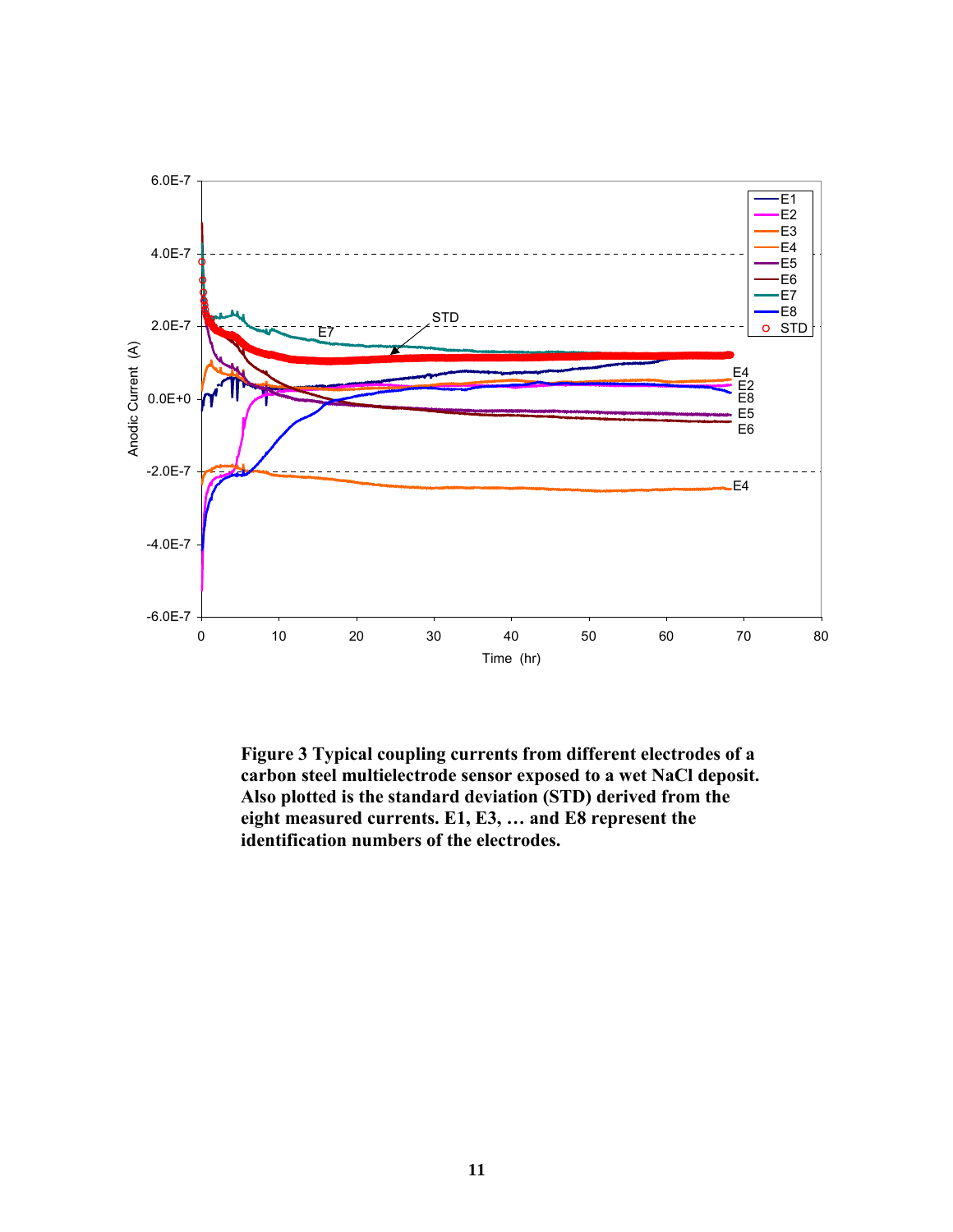**Figure 3 Typical coupling currents from different electrodes of a carbon steel multielectrode sensor exposed to a wet NaCl deposit. Also plotted is the standard deviation (STD) derived from the eight measured currents. E1, E3, … and E8 represent the identification numbers of the electrodes.**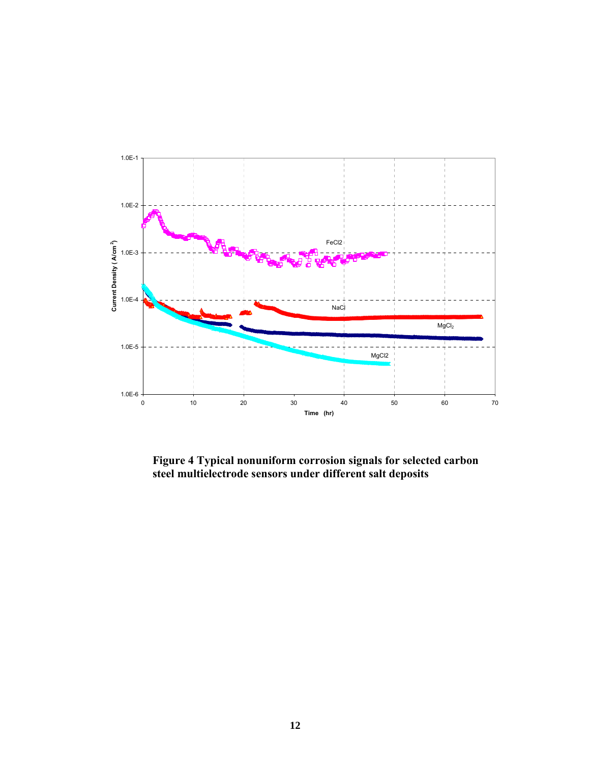**Figure 4 Typical nonuniform corrosion signals for selected carbon steel multielectrode sensors under different salt deposits**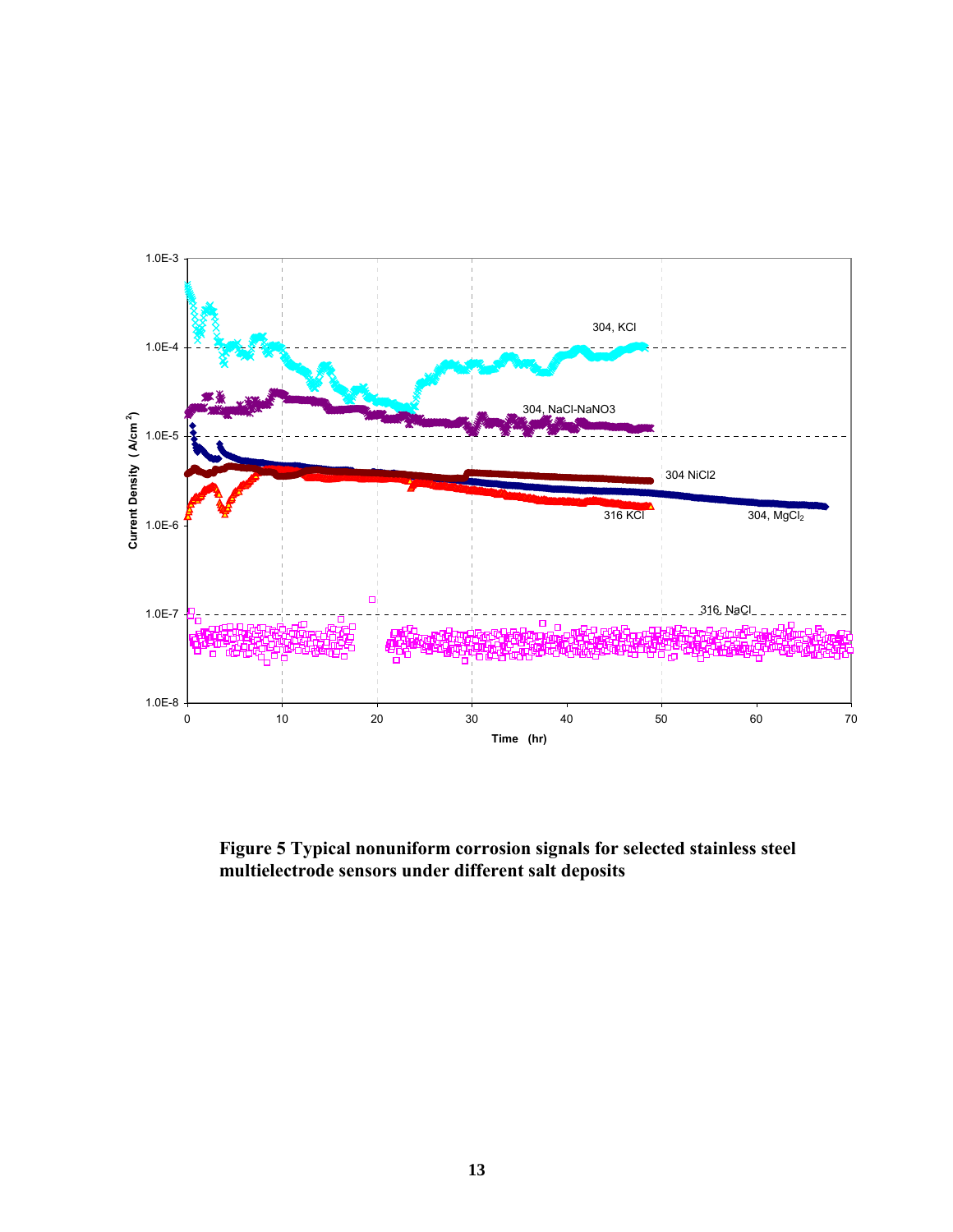**Figure 5 Typical nonuniform corrosion signals for selected stainless steel multielectrode sensors under different salt deposits**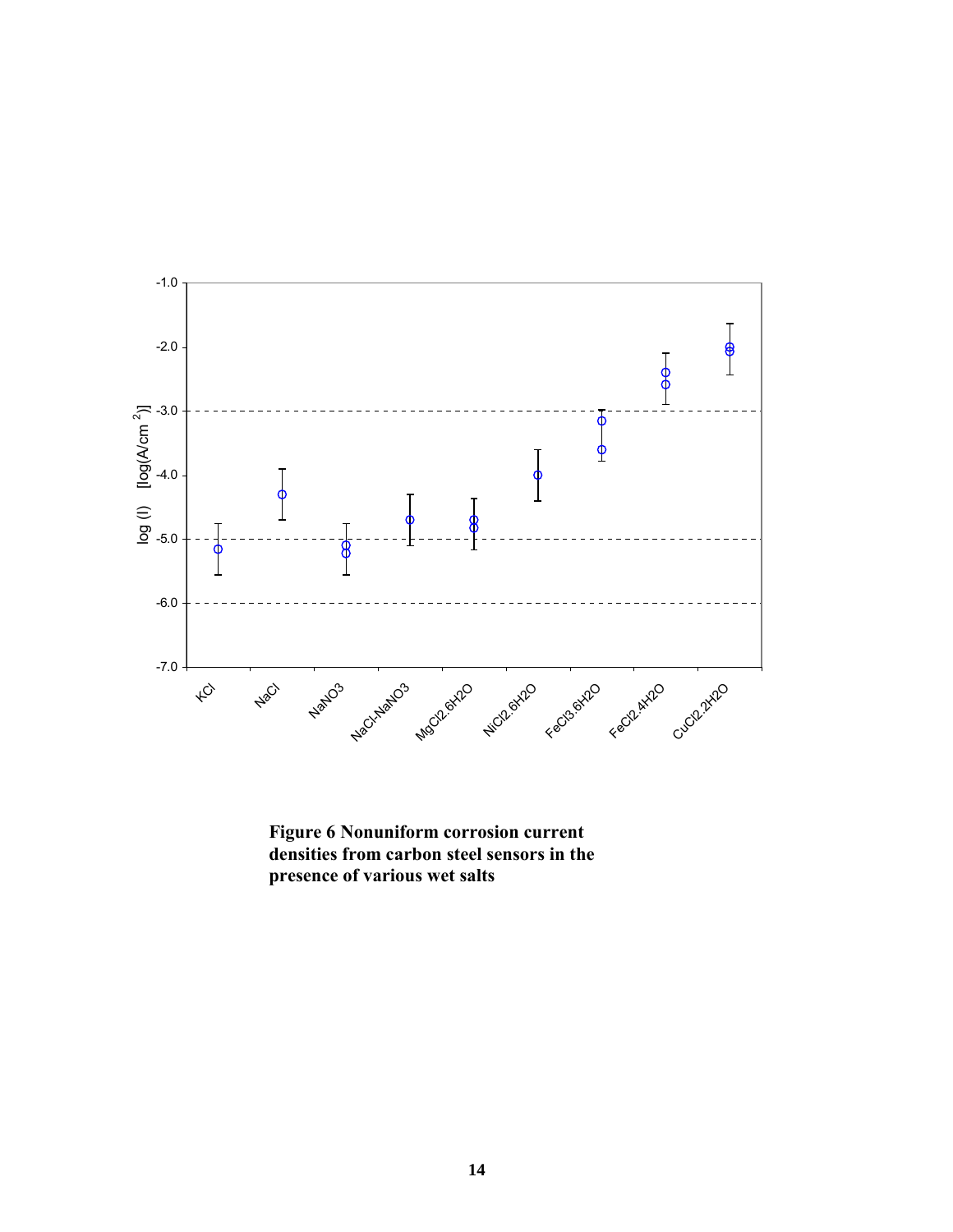**Figure 6 Nonuniform corrosion current densities from carbon steel sensors in the presence of various wet salts**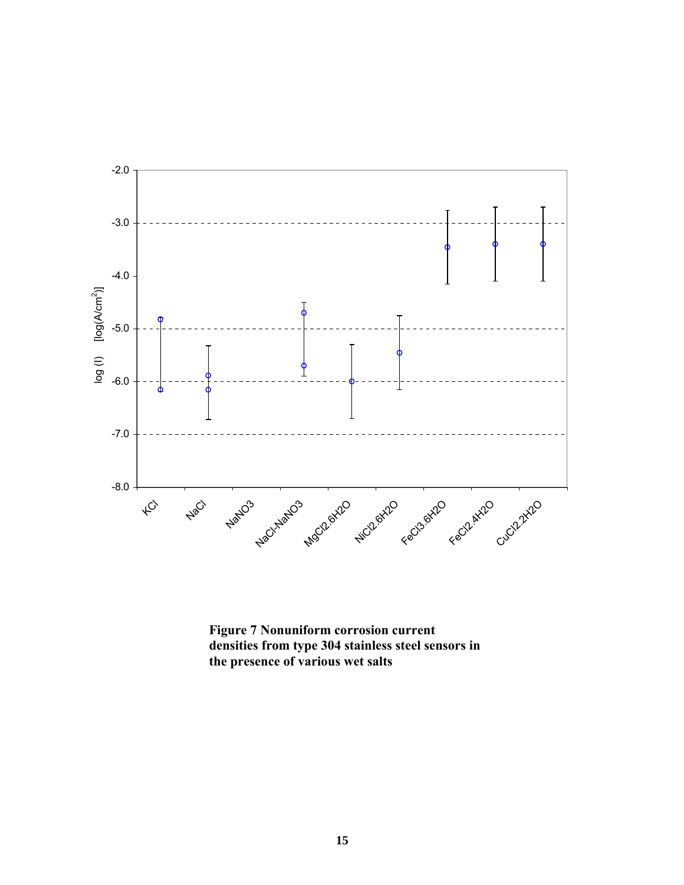**Figure 7 Nonuniform corrosion current densities from type 304 stainless steel sensors in the presence of various wet salts**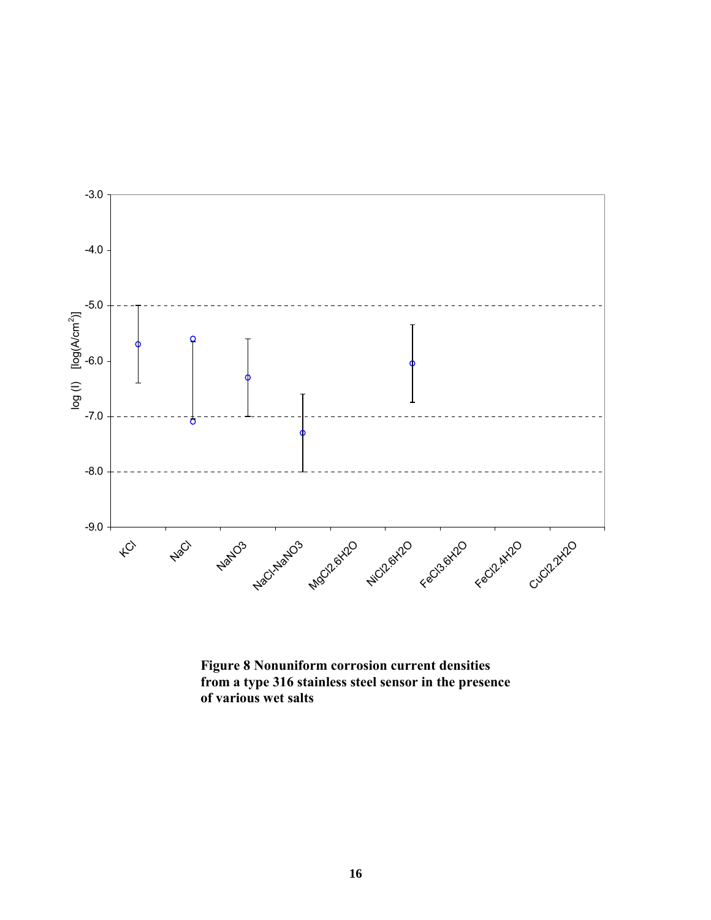-3.0

-4.0

-5.0

-6.0

-7.0

-8.0

-9.0

log (I) [log(A/cm$^2$)]

KCl

NaCl

NaNO3

NaCl-NaNO3

MgCl2.6H2O

NiCl2.6H2O

FeCl3.6H2O

FeCl2.4H2O

CuCl2.2H2O

**Figure 8 Nonuniform corrosion current densities from a type 316 stainless steel sensor in the presence of various wet salts**